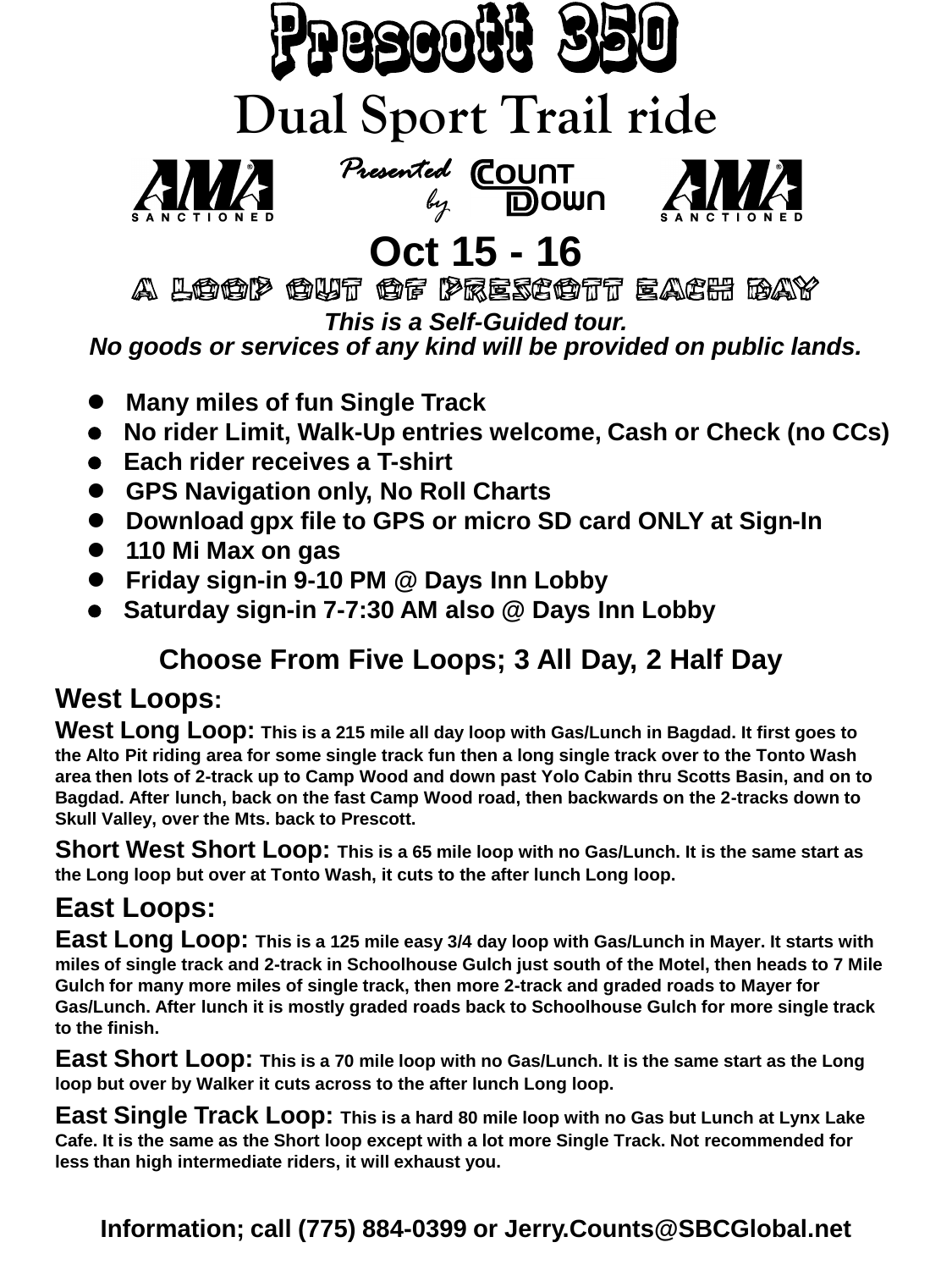# Prescott 350

## Dual Sport Trail ride

AMA SANCTIONED — Presented by Count Down — AMA SANCTIONED

## Oct 15 - 16

### A LOOP OUT OF PRESCOTT EACH DAY

***This is a Self-Guided tour.***
***No goods or services of any kind will be provided on public lands.***

- **Many miles of fun Single Track**
- **No rider Limit, Walk-Up entries welcome, Cash or Check (no CCs)**
- **Each rider receives a T-shirt**
- **GPS Navigation only, No Roll Charts**
- **Download gpx file to GPS or micro SD card ONLY at Sign-In**
- **110 Mi Max on gas**
- **Friday sign-in 9-10 PM @ Days Inn Lobby**
- **Saturday sign-in 7-7:30 AM also @ Days Inn Lobby**

### Choose From Five Loops; 3 All Day, 2 Half Day

## West Loops:

**West Long Loop:** **This is a 215 mile all day loop with Gas/Lunch in Bagdad. It first goes to the Alto Pit riding area for some single track fun then a long single track over to the Tonto Wash area then lots of 2-track up to Camp Wood and down past Yolo Cabin thru Scotts Basin, and on to Bagdad. After lunch, back on the fast Camp Wood road, then backwards on the 2-tracks down to Skull Valley, over the Mts. back to Prescott.**

**Short West Short Loop:** **This is a 65 mile loop with no Gas/Lunch. It is the same start as the Long loop but over at Tonto Wash, it cuts to the after lunch Long loop.**

## East Loops:

**East Long Loop:** **This is a 125 mile easy 3/4 day loop with Gas/Lunch in Mayer. It starts with miles of single track and 2-track in Schoolhouse Gulch just south of the Motel, then heads to 7 Mile Gulch for many more miles of single track, then more 2-track and graded roads to Mayer for Gas/Lunch. After lunch it is mostly graded roads back to Schoolhouse Gulch for more single track to the finish.**

**East Short Loop:** **This is a 70 mile loop with no Gas/Lunch. It is the same start as the Long loop but over by Walker it cuts across to the after lunch Long loop.**

**East Single Track Loop:** **This is a hard 80 mile loop with no Gas but Lunch at Lynx Lake Cafe. It is the same as the Short loop except with a lot more Single Track. Not recommended for less than high intermediate riders, it will exhaust you.**

**Information; call (775) 884-0399 or Jerry.Counts@SBCGlobal.net**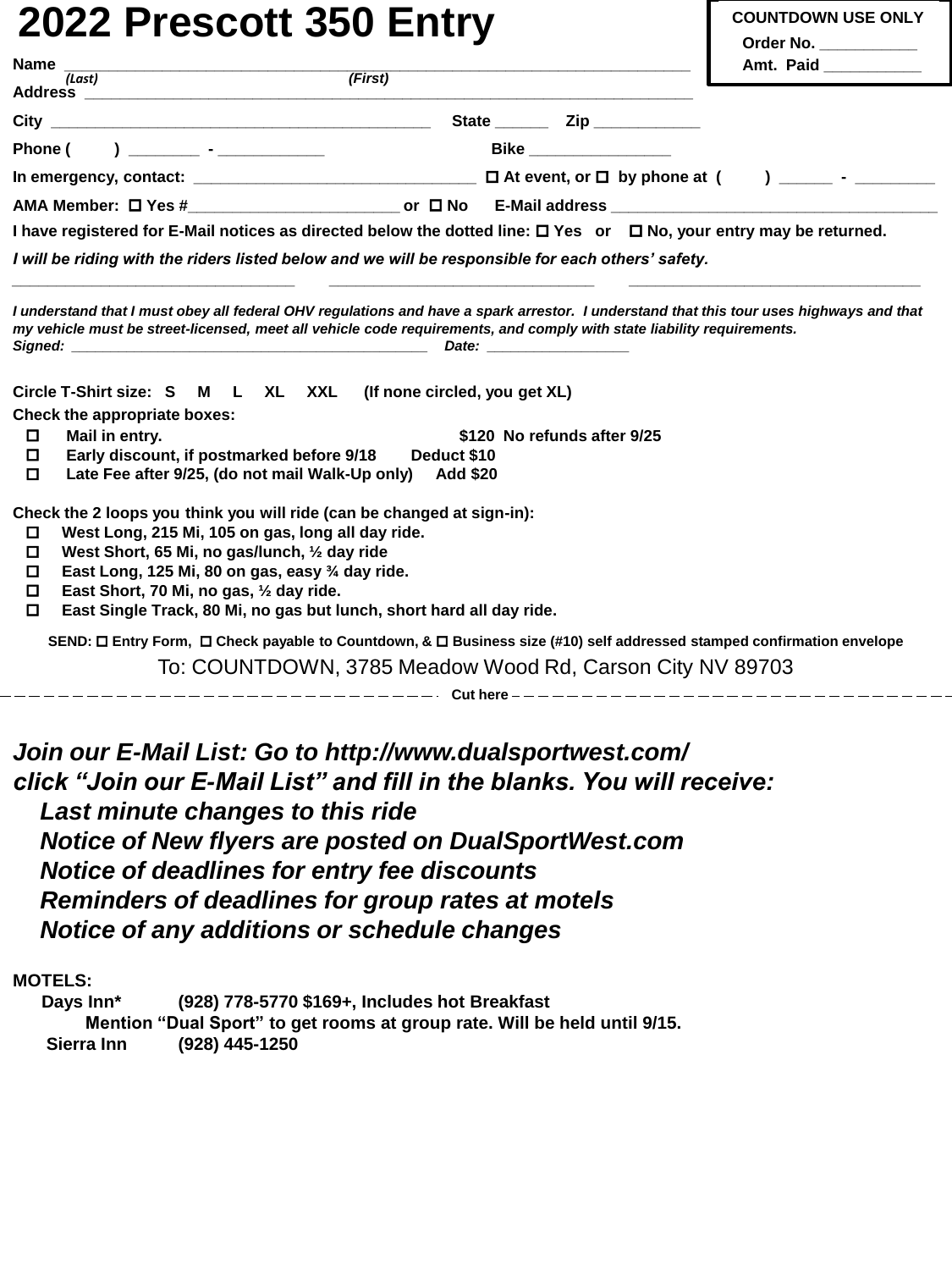# 2022 Prescott 350 Entry

**COUNTDOWN USE ONLY**
**Order No.** ___________
**Amt. Paid** ___________

**Name** ________________________________________________________________________
*(Last)* *(First)*

**Address** ______________________________________________________________________

**City** ____________________________________________ **State** ______ **Zip** ____________

**Phone (** **)** ________ **-** ____________ **Bike** ________________

**In emergency, contact:** ________________________________ ☐ **At event, or** ☐ **by phone at (** **)** ______ **-** _________

**AMA Member:** ☐ **Yes #**________________________ **or** ☐ **No** **E-Mail address** ______________________________________

**I have registered for E-Mail notices as directed below the dotted line:** ☐ **Yes or** ☐ **No, your entry may be returned.**

***I will be riding with the riders listed below and we will be responsible for each others' safety.***

________________________________ ______________________________ _________________________________

***I understand that I must obey all federal OHV regulations and have a spark arrestor. I understand that this tour uses highways and that my vehicle must be street-licensed, meet all vehicle code requirements, and comply with state liability requirements.***
***Signed:*** _____________________________________________ ***Date:*** _________________

**Circle T-Shirt size: S M L XL XXL (If none circled, you get XL)**

**Check the appropriate boxes:**

- ☐ **Mail in entry.** **$120 No refunds after 9/25**
- ☐ **Early discount, if postmarked before 9/18** **Deduct $10**
- ☐ **Late Fee after 9/25, (do not mail Walk-Up only)** **Add $20**

**Check the 2 loops you think you will ride (can be changed at sign-in):**

- ☐ **West Long, 215 Mi, 105 on gas, long all day ride.**
- ☐ **West Short, 65 Mi, no gas/lunch, ½ day ride**
- ☐ **East Long, 125 Mi, 80 on gas, easy ¾ day ride.**
- ☐ **East Short, 70 Mi, no gas, ½ day ride.**
- ☐ **East Single Track, 80 Mi, no gas but lunch, short hard all day ride.**

**SEND:** ☐ **Entry Form,** ☐ **Check payable to Countdown, &** ☐ **Business size (#10) self addressed stamped confirmation envelope**

To: COUNTDOWN, 3785 Meadow Wood Rd, Carson City NV 89703

– – – – – – – – – – – – – – – – – **Cut here** – – – – – – – – – – – – – – – – –

***Join our E-Mail List: Go to http://www.dualsportwest.com/***
***click "Join our E-Mail List" and fill in the blanks. You will receive:***

***Last minute changes to this ride***
***Notice of New flyers are posted on DualSportWest.com***
***Notice of deadlines for entry fee discounts***
***Reminders of deadlines for group rates at motels***
***Notice of any additions or schedule changes***

**MOTELS:**

**Days Inn*** **(928) 778-5770 $169+, Includes hot Breakfast**
**Mention "Dual Sport" to get rooms at group rate. Will be held until 9/15.**

**Sierra Inn** **(928) 445-1250**